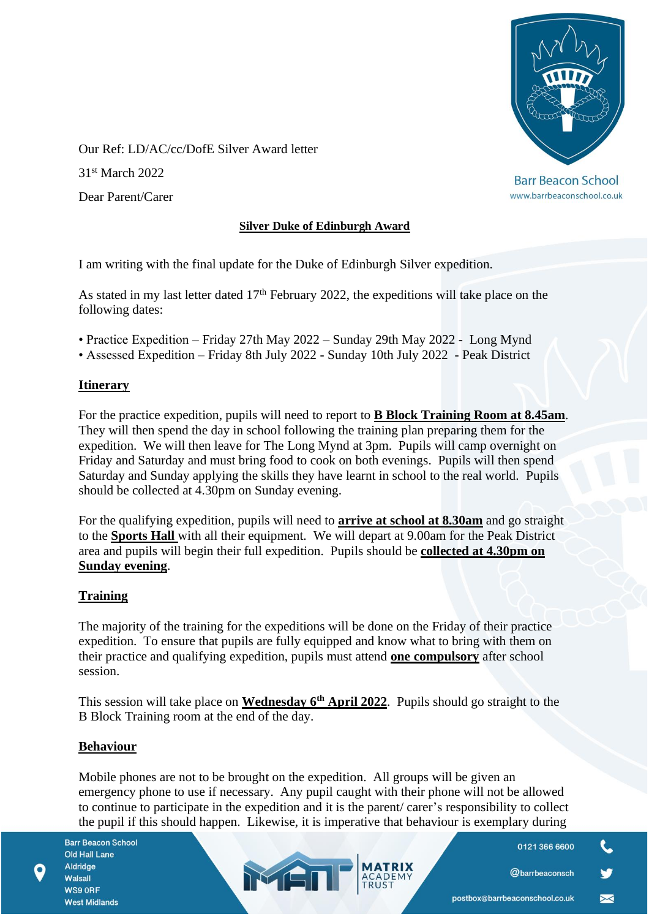Our Ref: LD/AC/cc/DofE Silver Award letter

31st March 2022

Dear Parent/Carer

## Silver Duke of Edinburgh Award

I am writing with the final update for the Duke of Edinburgh Silver expedition.

As stated in my last letter dated 17th February 2022, the expeditions will take place on the following dates:

- Practice Expedition – Friday 27th May 2022 – Sunday 29th May 2022 - Long Mynd
- Assessed Expedition – Friday 8th July 2022 - Sunday 10th July 2022 - Peak District

### Itinerary

For the practice expedition, pupils will need to report to **B Block Training Room at 8.45am**. They will then spend the day in school following the training plan preparing them for the expedition. We will then leave for The Long Mynd at 3pm. Pupils will camp overnight on Friday and Saturday and must bring food to cook on both evenings. Pupils will then spend Saturday and Sunday applying the skills they have learnt in school to the real world. Pupils should be collected at 4.30pm on Sunday evening.

For the qualifying expedition, pupils will need to **arrive at school at 8.30am** and go straight to the **Sports Hall** with all their equipment. We will depart at 9.00am for the Peak District area and pupils will begin their full expedition. Pupils should be **collected at 4.30pm on Sunday evening**.

### Training

The majority of the training for the expeditions will be done on the Friday of their practice expedition. To ensure that pupils are fully equipped and know what to bring with them on their practice and qualifying expedition, pupils must attend **one compulsory** after school session.

This session will take place on **Wednesday 6th April 2022**. Pupils should go straight to the B Block Training room at the end of the day.

### Behaviour

Mobile phones are not to be brought on the expedition. All groups will be given an emergency phone to use if necessary. Any pupil caught with their phone will not be allowed to continue to participate in the expedition and it is the parent/ carer's responsibility to collect the pupil if this should happen. Likewise, it is imperative that behaviour is exemplary during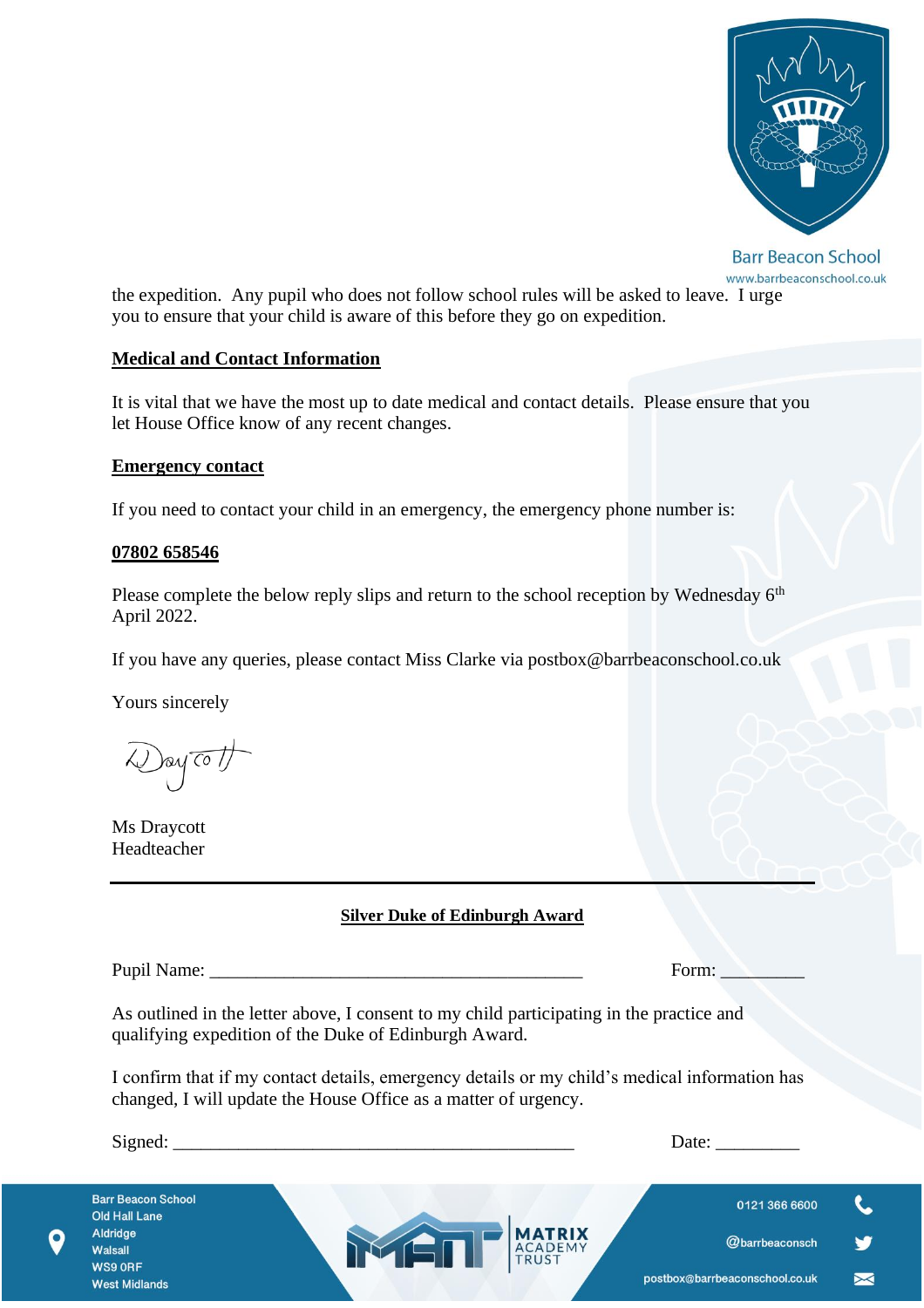the expedition. Any pupil who does not follow school rules will be asked to leave. I urge you to ensure that your child is aware of this before they go on expedition.

**Medical and Contact Information**

It is vital that we have the most up to date medical and contact details. Please ensure that you let House Office know of any recent changes.

**Emergency contact**

If you need to contact your child in an emergency, the emergency phone number is:

**07802 658546**

Please complete the below reply slips and return to the school reception by Wednesday 6th April 2022.

If you have any queries, please contact Miss Clarke via postbox@barrbeaconschool.co.uk

Yours sincerely

Ms Draycott
Headteacher

---

**Silver Duke of Edinburgh Award**

Pupil Name: ________________________________________ Form: _________

As outlined in the letter above, I consent to my child participating in the practice and qualifying expedition of the Duke of Edinburgh Award.

I confirm that if my contact details, emergency details or my child's medical information has changed, I will update the House Office as a matter of urgency.

Signed: ___________________________________________ Date: _________